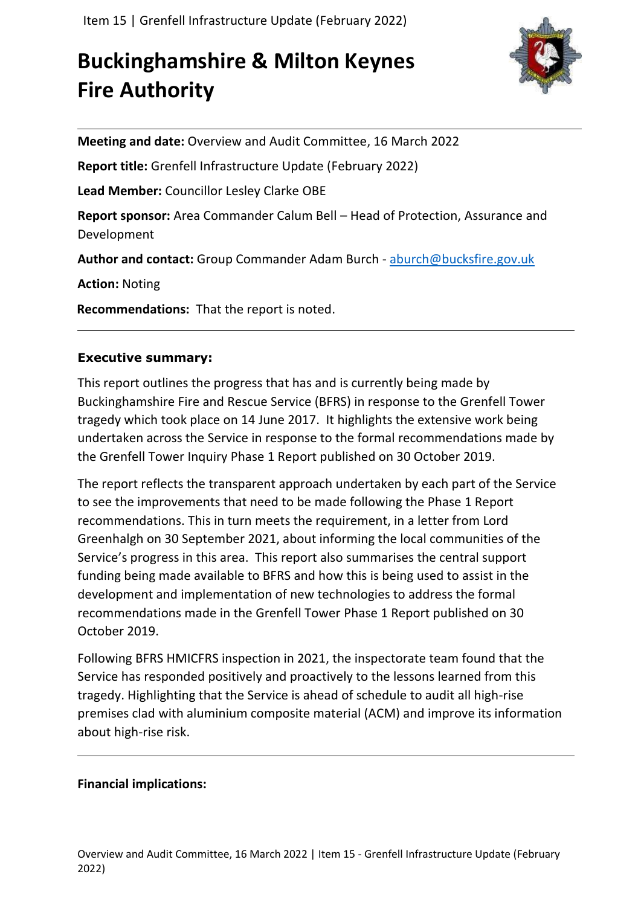# Buckinghamshire & Milton Keynes Fire Authority

**Meeting and date:** Overview and Audit Committee, 16 March 2022

**Report title:** Grenfell Infrastructure Update (February 2022)

**Lead Member:** Councillor Lesley Clarke OBE

**Report sponsor:** Area Commander Calum Bell – Head of Protection, Assurance and Development

**Author and contact:** Group Commander Adam Burch - aburch@bucksfire.gov.uk

**Action:** Noting

**Recommendations:** That the report is noted.

---

**Executive summary:**

This report outlines the progress that has and is currently being made by Buckinghamshire Fire and Rescue Service (BFRS) in response to the Grenfell Tower tragedy which took place on 14 June 2017. It highlights the extensive work being undertaken across the Service in response to the formal recommendations made by the Grenfell Tower Inquiry Phase 1 Report published on 30 October 2019.

The report reflects the transparent approach undertaken by each part of the Service to see the improvements that need to be made following the Phase 1 Report recommendations. This in turn meets the requirement, in a letter from Lord Greenhalgh on 30 September 2021, about informing the local communities of the Service's progress in this area. This report also summarises the central support funding being made available to BFRS and how this is being used to assist in the development and implementation of new technologies to address the formal recommendations made in the Grenfell Tower Phase 1 Report published on 30 October 2019.

Following BFRS HMICFRS inspection in 2021, the inspectorate team found that the Service has responded positively and proactively to the lessons learned from this tragedy. Highlighting that the Service is ahead of schedule to audit all high-rise premises clad with aluminium composite material (ACM) and improve its information about high-rise risk.

---

**Financial implications:**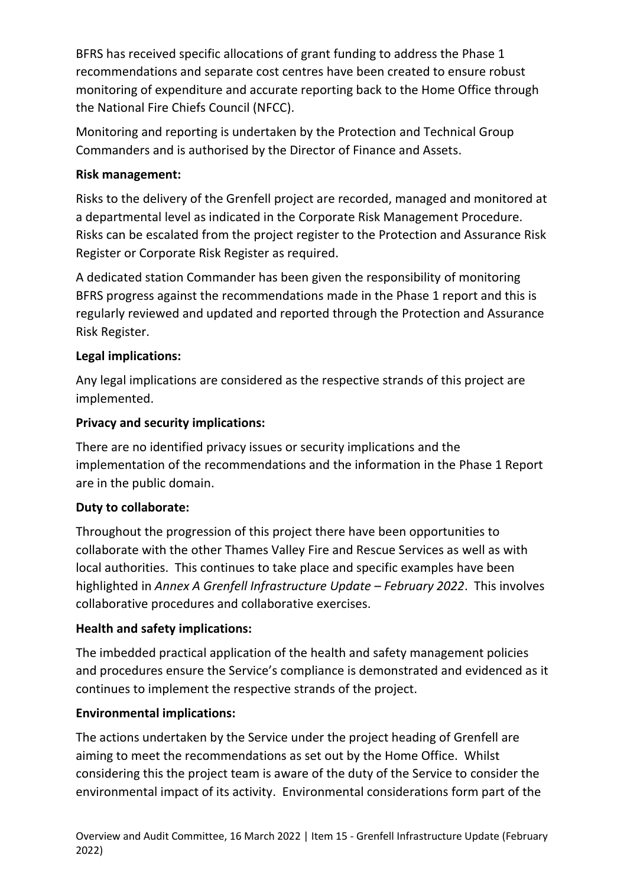BFRS has received specific allocations of grant funding to address the Phase 1 recommendations and separate cost centres have been created to ensure robust monitoring of expenditure and accurate reporting back to the Home Office through the National Fire Chiefs Council (NFCC).

Monitoring and reporting is undertaken by the Protection and Technical Group Commanders and is authorised by the Director of Finance and Assets.

**Risk management:**

Risks to the delivery of the Grenfell project are recorded, managed and monitored at a departmental level as indicated in the Corporate Risk Management Procedure. Risks can be escalated from the project register to the Protection and Assurance Risk Register or Corporate Risk Register as required.

A dedicated station Commander has been given the responsibility of monitoring BFRS progress against the recommendations made in the Phase 1 report and this is regularly reviewed and updated and reported through the Protection and Assurance Risk Register.

**Legal implications:**

Any legal implications are considered as the respective strands of this project are implemented.

**Privacy and security implications:**

There are no identified privacy issues or security implications and the implementation of the recommendations and the information in the Phase 1 Report are in the public domain.

**Duty to collaborate:**

Throughout the progression of this project there have been opportunities to collaborate with the other Thames Valley Fire and Rescue Services as well as with local authorities. This continues to take place and specific examples have been highlighted in *Annex A Grenfell Infrastructure Update – February 2022*. This involves collaborative procedures and collaborative exercises.

**Health and safety implications:**

The imbedded practical application of the health and safety management policies and procedures ensure the Service's compliance is demonstrated and evidenced as it continues to implement the respective strands of the project.

**Environmental implications:**

The actions undertaken by the Service under the project heading of Grenfell are aiming to meet the recommendations as set out by the Home Office. Whilst considering this the project team is aware of the duty of the Service to consider the environmental impact of its activity. Environmental considerations form part of the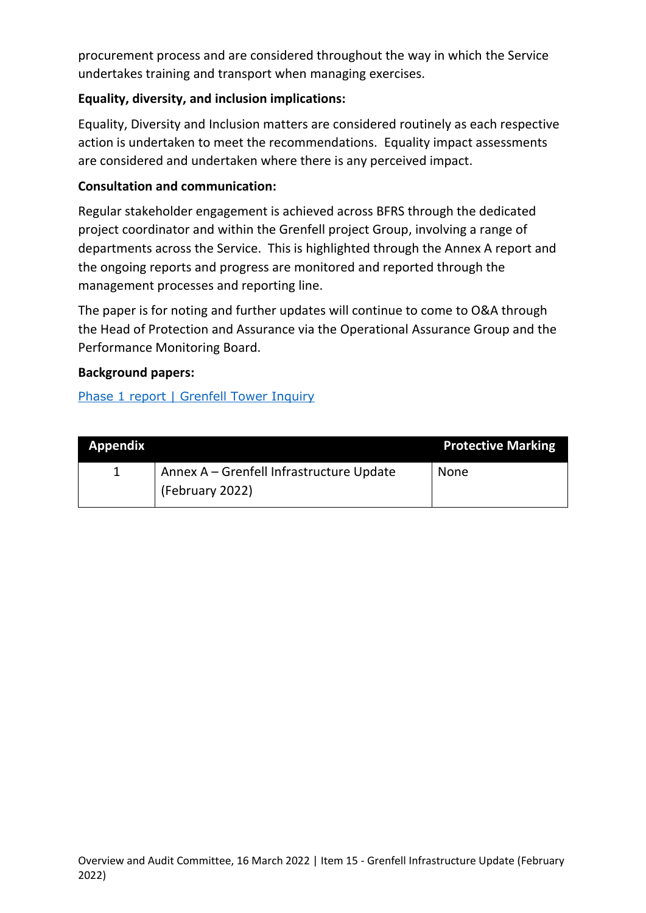procurement process and are considered throughout the way in which the Service undertakes training and transport when managing exercises.

**Equality, diversity, and inclusion implications:**

Equality, Diversity and Inclusion matters are considered routinely as each respective action is undertaken to meet the recommendations. Equality impact assessments are considered and undertaken where there is any perceived impact.

**Consultation and communication:**

Regular stakeholder engagement is achieved across BFRS through the dedicated project coordinator and within the Grenfell project Group, involving a range of departments across the Service. This is highlighted through the Annex A report and the ongoing reports and progress are monitored and reported through the management processes and reporting line.

The paper is for noting and further updates will continue to come to O&A through the Head of Protection and Assurance via the Operational Assurance Group and the Performance Monitoring Board.

**Background papers:**

[Phase 1 report | Grenfell Tower Inquiry]

| Appendix | | Protective Marking |
|---|---|---|
| 1 | Annex A – Grenfell Infrastructure Update (February 2022) | None |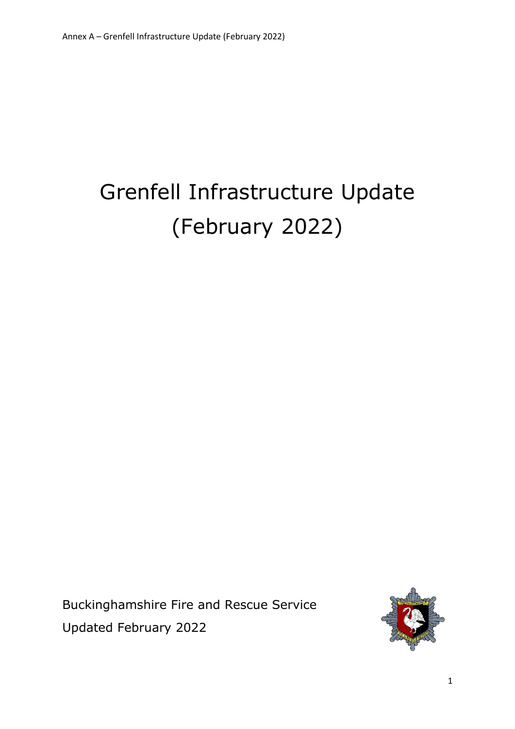# Grenfell Infrastructure Update (February 2022)

Buckinghamshire Fire and Rescue Service

Updated February 2022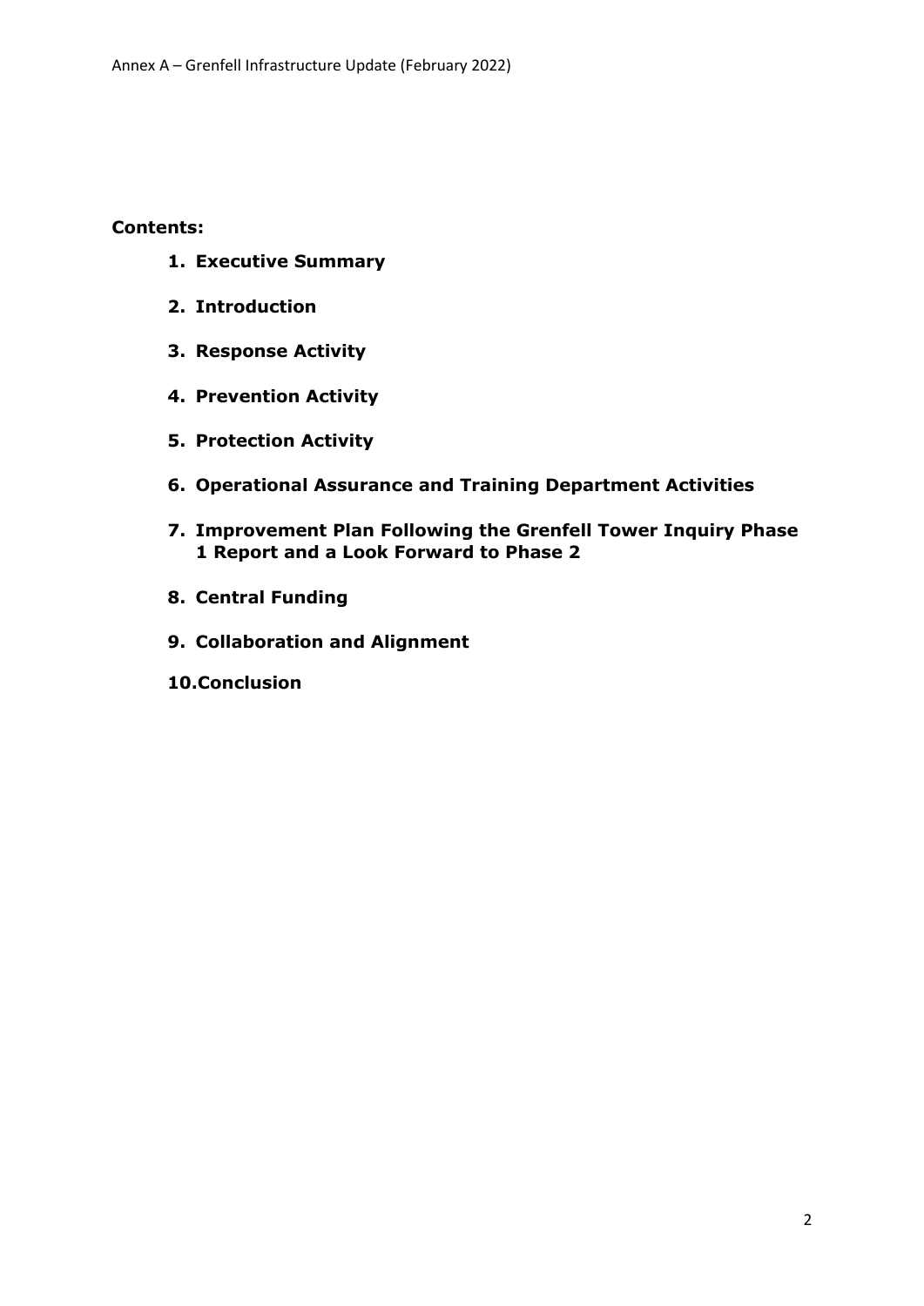**Contents:**

1. **Executive Summary**
2. **Introduction**
3. **Response Activity**
4. **Prevention Activity**
5. **Protection Activity**
6. **Operational Assurance and Training Department Activities**
7. **Improvement Plan Following the Grenfell Tower Inquiry Phase 1 Report and a Look Forward to Phase 2**
8. **Central Funding**
9. **Collaboration and Alignment**
10. **Conclusion**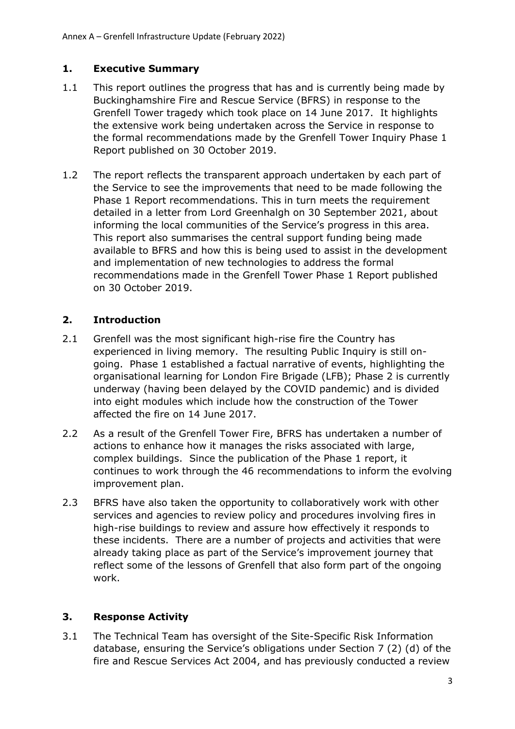## 1. Executive Summary

1.1 This report outlines the progress that has and is currently being made by Buckinghamshire Fire and Rescue Service (BFRS) in response to the Grenfell Tower tragedy which took place on 14 June 2017. It highlights the extensive work being undertaken across the Service in response to the formal recommendations made by the Grenfell Tower Inquiry Phase 1 Report published on 30 October 2019.

1.2 The report reflects the transparent approach undertaken by each part of the Service to see the improvements that need to be made following the Phase 1 Report recommendations. This in turn meets the requirement detailed in a letter from Lord Greenhalgh on 30 September 2021, about informing the local communities of the Service's progress in this area. This report also summarises the central support funding being made available to BFRS and how this is being used to assist in the development and implementation of new technologies to address the formal recommendations made in the Grenfell Tower Phase 1 Report published on 30 October 2019.

## 2. Introduction

2.1 Grenfell was the most significant high-rise fire the Country has experienced in living memory. The resulting Public Inquiry is still on-going. Phase 1 established a factual narrative of events, highlighting the organisational learning for London Fire Brigade (LFB); Phase 2 is currently underway (having been delayed by the COVID pandemic) and is divided into eight modules which include how the construction of the Tower affected the fire on 14 June 2017.

2.2 As a result of the Grenfell Tower Fire, BFRS has undertaken a number of actions to enhance how it manages the risks associated with large, complex buildings. Since the publication of the Phase 1 report, it continues to work through the 46 recommendations to inform the evolving improvement plan.

2.3 BFRS have also taken the opportunity to collaboratively work with other services and agencies to review policy and procedures involving fires in high-rise buildings to review and assure how effectively it responds to these incidents. There are a number of projects and activities that were already taking place as part of the Service's improvement journey that reflect some of the lessons of Grenfell that also form part of the ongoing work.

## 3. Response Activity

3.1 The Technical Team has oversight of the Site-Specific Risk Information database, ensuring the Service's obligations under Section 7 (2) (d) of the fire and Rescue Services Act 2004, and has previously conducted a review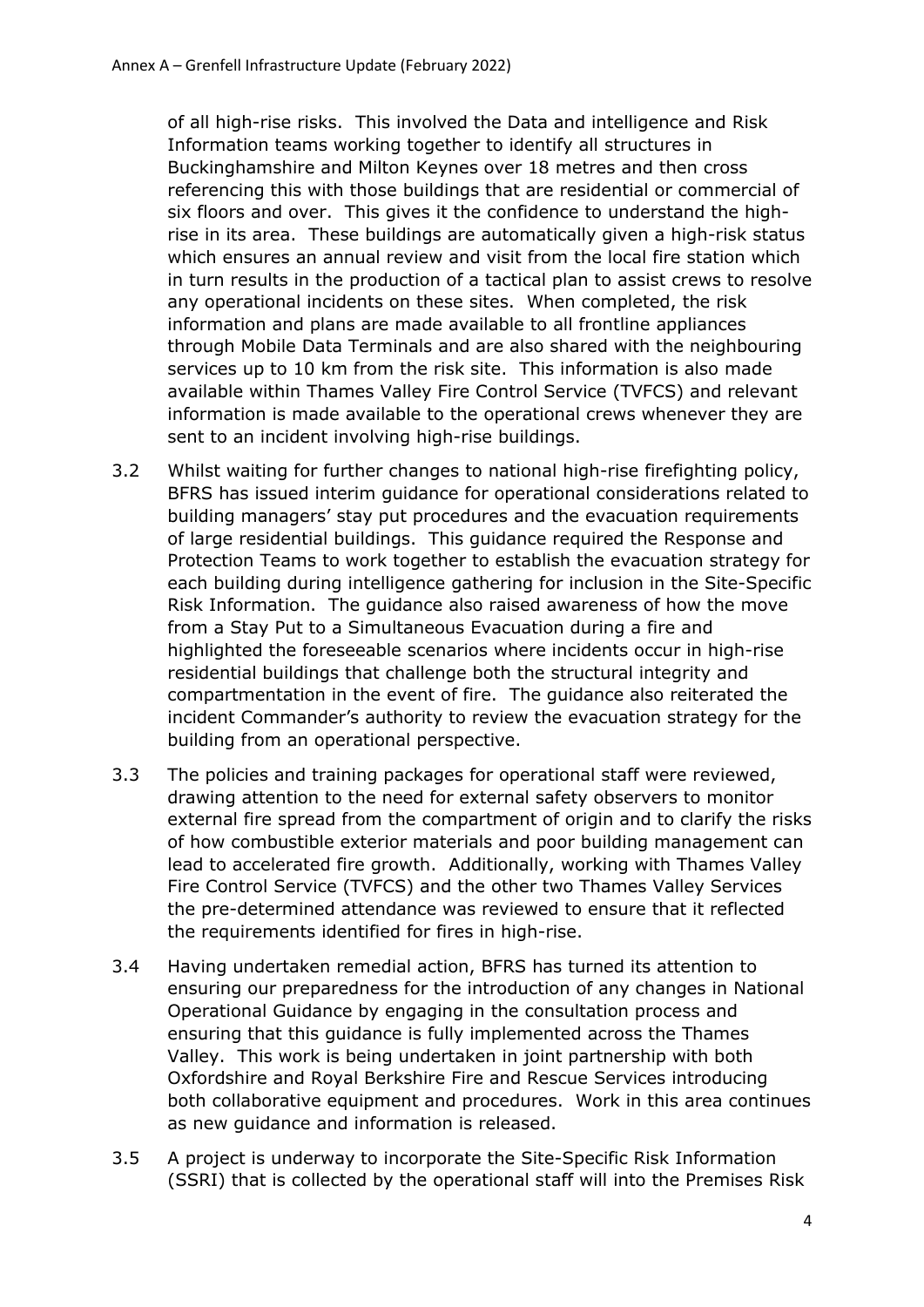of all high-rise risks. This involved the Data and intelligence and Risk Information teams working together to identify all structures in Buckinghamshire and Milton Keynes over 18 metres and then cross referencing this with those buildings that are residential or commercial of six floors and over. This gives it the confidence to understand the high-rise in its area. These buildings are automatically given a high-risk status which ensures an annual review and visit from the local fire station which in turn results in the production of a tactical plan to assist crews to resolve any operational incidents on these sites. When completed, the risk information and plans are made available to all frontline appliances through Mobile Data Terminals and are also shared with the neighbouring services up to 10 km from the risk site. This information is also made available within Thames Valley Fire Control Service (TVFCS) and relevant information is made available to the operational crews whenever they are sent to an incident involving high-rise buildings.

3.2 Whilst waiting for further changes to national high-rise firefighting policy, BFRS has issued interim guidance for operational considerations related to building managers' stay put procedures and the evacuation requirements of large residential buildings. This guidance required the Response and Protection Teams to work together to establish the evacuation strategy for each building during intelligence gathering for inclusion in the Site-Specific Risk Information. The guidance also raised awareness of how the move from a Stay Put to a Simultaneous Evacuation during a fire and highlighted the foreseeable scenarios where incidents occur in high-rise residential buildings that challenge both the structural integrity and compartmentation in the event of fire. The guidance also reiterated the incident Commander's authority to review the evacuation strategy for the building from an operational perspective.

3.3 The policies and training packages for operational staff were reviewed, drawing attention to the need for external safety observers to monitor external fire spread from the compartment of origin and to clarify the risks of how combustible exterior materials and poor building management can lead to accelerated fire growth. Additionally, working with Thames Valley Fire Control Service (TVFCS) and the other two Thames Valley Services the pre-determined attendance was reviewed to ensure that it reflected the requirements identified for fires in high-rise.

3.4 Having undertaken remedial action, BFRS has turned its attention to ensuring our preparedness for the introduction of any changes in National Operational Guidance by engaging in the consultation process and ensuring that this guidance is fully implemented across the Thames Valley. This work is being undertaken in joint partnership with both Oxfordshire and Royal Berkshire Fire and Rescue Services introducing both collaborative equipment and procedures. Work in this area continues as new guidance and information is released.

3.5 A project is underway to incorporate the Site-Specific Risk Information (SSRI) that is collected by the operational staff will into the Premises Risk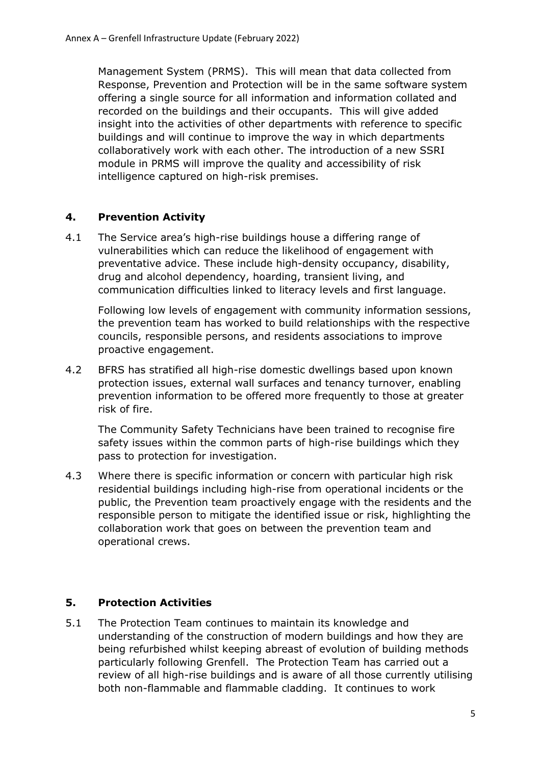Management System (PRMS). This will mean that data collected from Response, Prevention and Protection will be in the same software system offering a single source for all information and information collated and recorded on the buildings and their occupants. This will give added insight into the activities of other departments with reference to specific buildings and will continue to improve the way in which departments collaboratively work with each other. The introduction of a new SSRI module in PRMS will improve the quality and accessibility of risk intelligence captured on high-risk premises.

## 4. Prevention Activity

4.1 The Service area's high-rise buildings house a differing range of vulnerabilities which can reduce the likelihood of engagement with preventative advice. These include high-density occupancy, disability, drug and alcohol dependency, hoarding, transient living, and communication difficulties linked to literacy levels and first language.

Following low levels of engagement with community information sessions, the prevention team has worked to build relationships with the respective councils, responsible persons, and residents associations to improve proactive engagement.

4.2 BFRS has stratified all high-rise domestic dwellings based upon known protection issues, external wall surfaces and tenancy turnover, enabling prevention information to be offered more frequently to those at greater risk of fire.

The Community Safety Technicians have been trained to recognise fire safety issues within the common parts of high-rise buildings which they pass to protection for investigation.

4.3 Where there is specific information or concern with particular high risk residential buildings including high-rise from operational incidents or the public, the Prevention team proactively engage with the residents and the responsible person to mitigate the identified issue or risk, highlighting the collaboration work that goes on between the prevention team and operational crews.

## 5. Protection Activities

5.1 The Protection Team continues to maintain its knowledge and understanding of the construction of modern buildings and how they are being refurbished whilst keeping abreast of evolution of building methods particularly following Grenfell. The Protection Team has carried out a review of all high-rise buildings and is aware of all those currently utilising both non-flammable and flammable cladding. It continues to work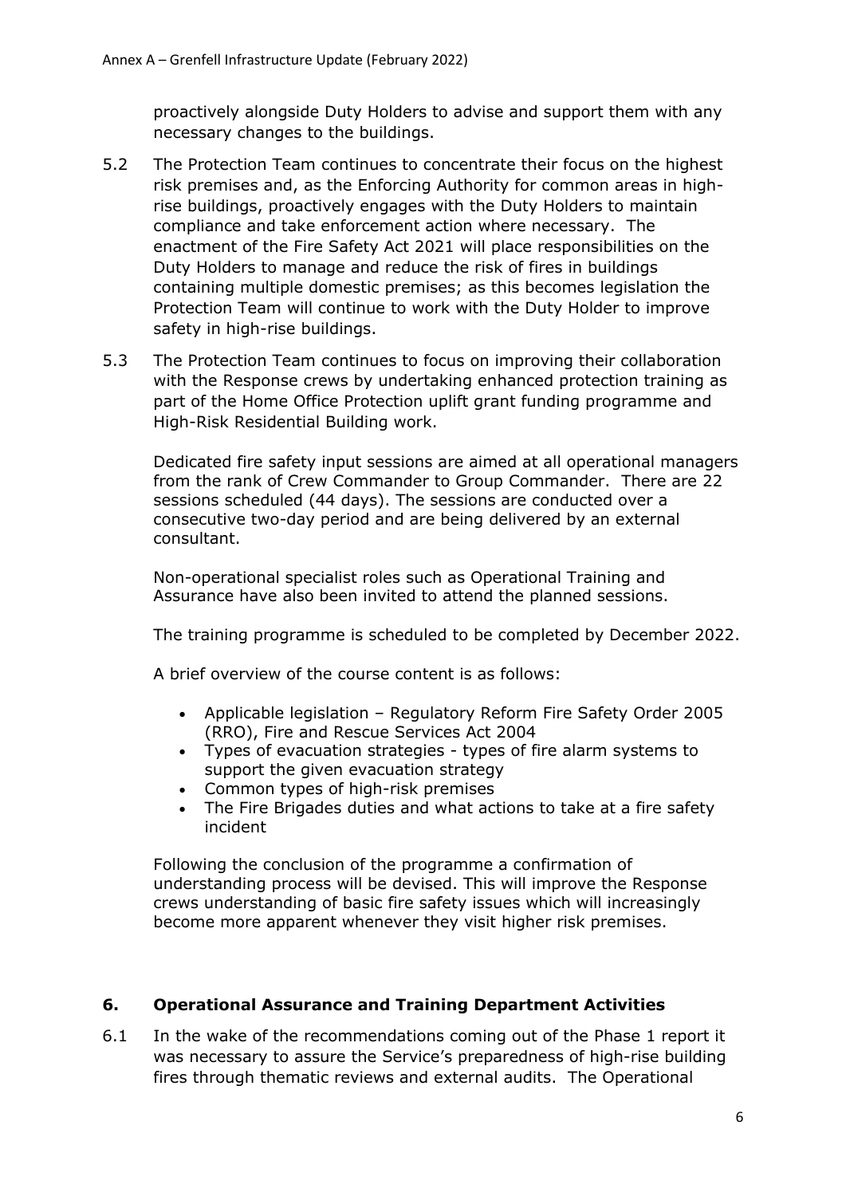proactively alongside Duty Holders to advise and support them with any necessary changes to the buildings.

5.2 The Protection Team continues to concentrate their focus on the highest risk premises and, as the Enforcing Authority for common areas in high-rise buildings, proactively engages with the Duty Holders to maintain compliance and take enforcement action where necessary. The enactment of the Fire Safety Act 2021 will place responsibilities on the Duty Holders to manage and reduce the risk of fires in buildings containing multiple domestic premises; as this becomes legislation the Protection Team will continue to work with the Duty Holder to improve safety in high-rise buildings.

5.3 The Protection Team continues to focus on improving their collaboration with the Response crews by undertaking enhanced protection training as part of the Home Office Protection uplift grant funding programme and High-Risk Residential Building work.

Dedicated fire safety input sessions are aimed at all operational managers from the rank of Crew Commander to Group Commander. There are 22 sessions scheduled (44 days). The sessions are conducted over a consecutive two-day period and are being delivered by an external consultant.

Non-operational specialist roles such as Operational Training and Assurance have also been invited to attend the planned sessions.

The training programme is scheduled to be completed by December 2022.

A brief overview of the course content is as follows:

- Applicable legislation – Regulatory Reform Fire Safety Order 2005 (RRO), Fire and Rescue Services Act 2004
- Types of evacuation strategies - types of fire alarm systems to support the given evacuation strategy
- Common types of high-risk premises
- The Fire Brigades duties and what actions to take at a fire safety incident

Following the conclusion of the programme a confirmation of understanding process will be devised. This will improve the Response crews understanding of basic fire safety issues which will increasingly become more apparent whenever they visit higher risk premises.

## 6. Operational Assurance and Training Department Activities

6.1 In the wake of the recommendations coming out of the Phase 1 report it was necessary to assure the Service's preparedness of high-rise building fires through thematic reviews and external audits. The Operational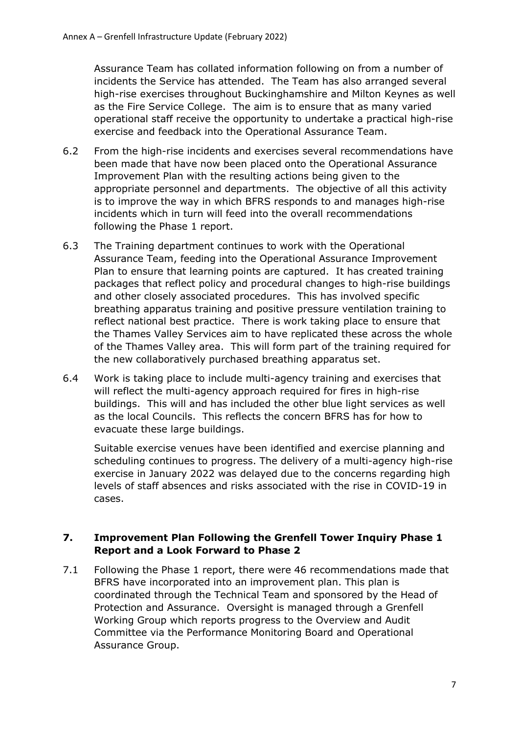Assurance Team has collated information following on from a number of incidents the Service has attended. The Team has also arranged several high-rise exercises throughout Buckinghamshire and Milton Keynes as well as the Fire Service College. The aim is to ensure that as many varied operational staff receive the opportunity to undertake a practical high-rise exercise and feedback into the Operational Assurance Team.

6.2 From the high-rise incidents and exercises several recommendations have been made that have now been placed onto the Operational Assurance Improvement Plan with the resulting actions being given to the appropriate personnel and departments. The objective of all this activity is to improve the way in which BFRS responds to and manages high-rise incidents which in turn will feed into the overall recommendations following the Phase 1 report.

6.3 The Training department continues to work with the Operational Assurance Team, feeding into the Operational Assurance Improvement Plan to ensure that learning points are captured. It has created training packages that reflect policy and procedural changes to high-rise buildings and other closely associated procedures. This has involved specific breathing apparatus training and positive pressure ventilation training to reflect national best practice. There is work taking place to ensure that the Thames Valley Services aim to have replicated these across the whole of the Thames Valley area. This will form part of the training required for the new collaboratively purchased breathing apparatus set.

6.4 Work is taking place to include multi-agency training and exercises that will reflect the multi-agency approach required for fires in high-rise buildings. This will and has included the other blue light services as well as the local Councils. This reflects the concern BFRS has for how to evacuate these large buildings.

Suitable exercise venues have been identified and exercise planning and scheduling continues to progress. The delivery of a multi-agency high-rise exercise in January 2022 was delayed due to the concerns regarding high levels of staff absences and risks associated with the rise in COVID-19 in cases.

## 7. Improvement Plan Following the Grenfell Tower Inquiry Phase 1 Report and a Look Forward to Phase 2

7.1 Following the Phase 1 report, there were 46 recommendations made that BFRS have incorporated into an improvement plan. This plan is coordinated through the Technical Team and sponsored by the Head of Protection and Assurance. Oversight is managed through a Grenfell Working Group which reports progress to the Overview and Audit Committee via the Performance Monitoring Board and Operational Assurance Group.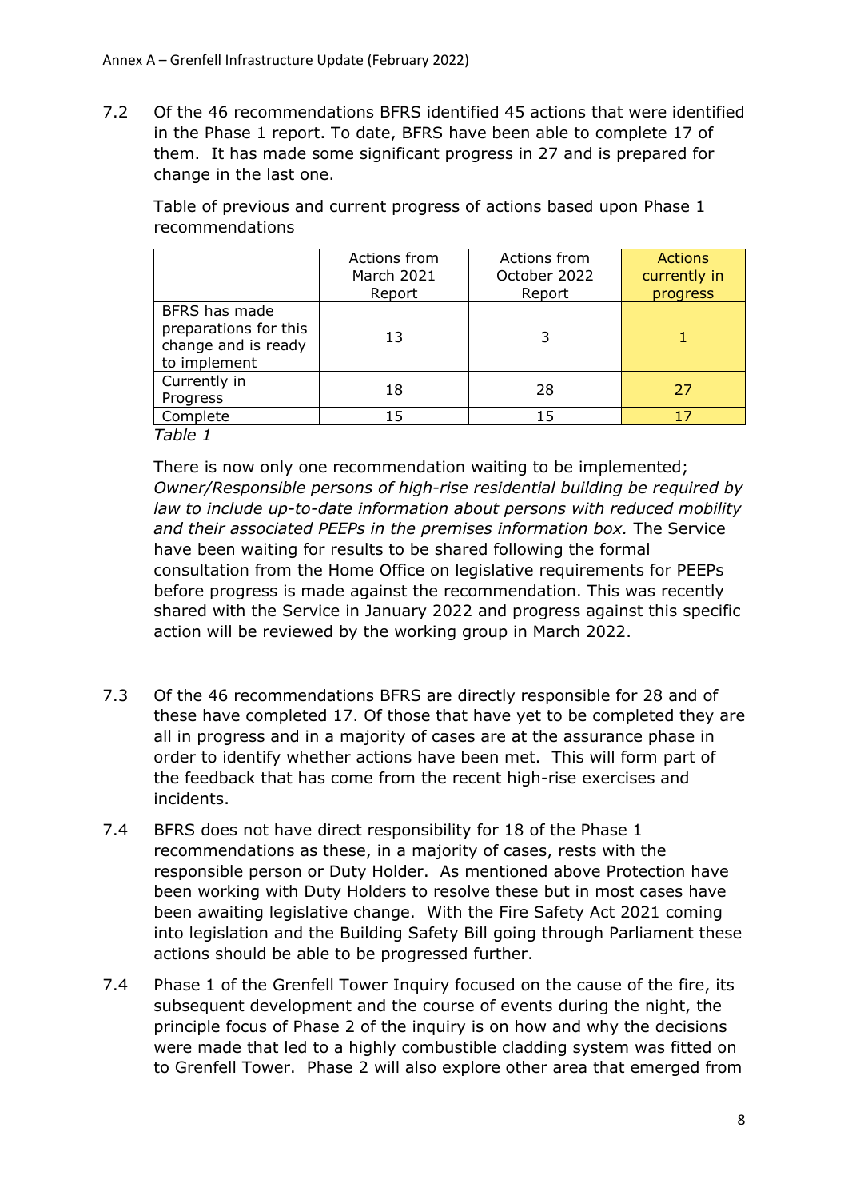7.2 Of the 46 recommendations BFRS identified 45 actions that were identified in the Phase 1 report. To date, BFRS have been able to complete 17 of them. It has made some significant progress in 27 and is prepared for change in the last one.

Table of previous and current progress of actions based upon Phase 1 recommendations

| | Actions from March 2021 Report | Actions from October 2022 Report | Actions currently in progress |
|---|---|---|---|
| BFRS has made preparations for this change and is ready to implement | 13 | 3 | 1 |
| Currently in Progress | 18 | 28 | 27 |
| Complete | 15 | 15 | 17 |

*Table 1*

There is now only one recommendation waiting to be implemented; *Owner/Responsible persons of high-rise residential building be required by law to include up-to-date information about persons with reduced mobility and their associated PEEPs in the premises information box.* The Service have been waiting for results to be shared following the formal consultation from the Home Office on legislative requirements for PEEPs before progress is made against the recommendation. This was recently shared with the Service in January 2022 and progress against this specific action will be reviewed by the working group in March 2022.

7.3 Of the 46 recommendations BFRS are directly responsible for 28 and of these have completed 17. Of those that have yet to be completed they are all in progress and in a majority of cases are at the assurance phase in order to identify whether actions have been met. This will form part of the feedback that has come from the recent high-rise exercises and incidents.

7.4 BFRS does not have direct responsibility for 18 of the Phase 1 recommendations as these, in a majority of cases, rests with the responsible person or Duty Holder. As mentioned above Protection have been working with Duty Holders to resolve these but in most cases have been awaiting legislative change. With the Fire Safety Act 2021 coming into legislation and the Building Safety Bill going through Parliament these actions should be able to be progressed further.

7.4 Phase 1 of the Grenfell Tower Inquiry focused on the cause of the fire, its subsequent development and the course of events during the night, the principle focus of Phase 2 of the inquiry is on how and why the decisions were made that led to a highly combustible cladding system was fitted on to Grenfell Tower. Phase 2 will also explore other area that emerged from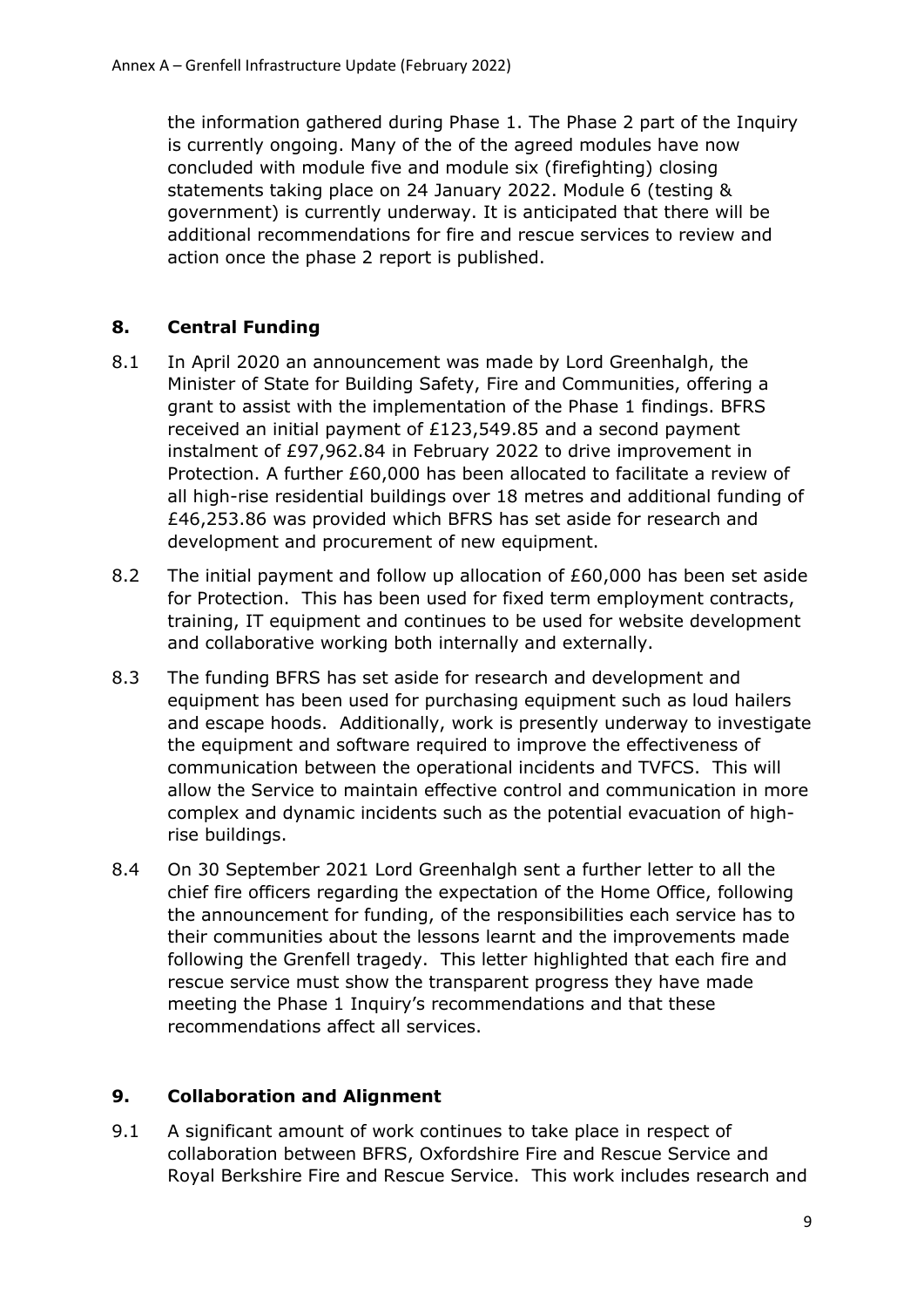the information gathered during Phase 1. The Phase 2 part of the Inquiry is currently ongoing. Many of the of the agreed modules have now concluded with module five and module six (firefighting) closing statements taking place on 24 January 2022. Module 6 (testing & government) is currently underway. It is anticipated that there will be additional recommendations for fire and rescue services to review and action once the phase 2 report is published.

## 8. Central Funding

8.1 In April 2020 an announcement was made by Lord Greenhalgh, the Minister of State for Building Safety, Fire and Communities, offering a grant to assist with the implementation of the Phase 1 findings. BFRS received an initial payment of £123,549.85 and a second payment instalment of £97,962.84 in February 2022 to drive improvement in Protection. A further £60,000 has been allocated to facilitate a review of all high-rise residential buildings over 18 metres and additional funding of £46,253.86 was provided which BFRS has set aside for research and development and procurement of new equipment.

8.2 The initial payment and follow up allocation of £60,000 has been set aside for Protection. This has been used for fixed term employment contracts, training, IT equipment and continues to be used for website development and collaborative working both internally and externally.

8.3 The funding BFRS has set aside for research and development and equipment has been used for purchasing equipment such as loud hailers and escape hoods. Additionally, work is presently underway to investigate the equipment and software required to improve the effectiveness of communication between the operational incidents and TVFCS. This will allow the Service to maintain effective control and communication in more complex and dynamic incidents such as the potential evacuation of high-rise buildings.

8.4 On 30 September 2021 Lord Greenhalgh sent a further letter to all the chief fire officers regarding the expectation of the Home Office, following the announcement for funding, of the responsibilities each service has to their communities about the lessons learnt and the improvements made following the Grenfell tragedy. This letter highlighted that each fire and rescue service must show the transparent progress they have made meeting the Phase 1 Inquiry's recommendations and that these recommendations affect all services.

## 9. Collaboration and Alignment

9.1 A significant amount of work continues to take place in respect of collaboration between BFRS, Oxfordshire Fire and Rescue Service and Royal Berkshire Fire and Rescue Service. This work includes research and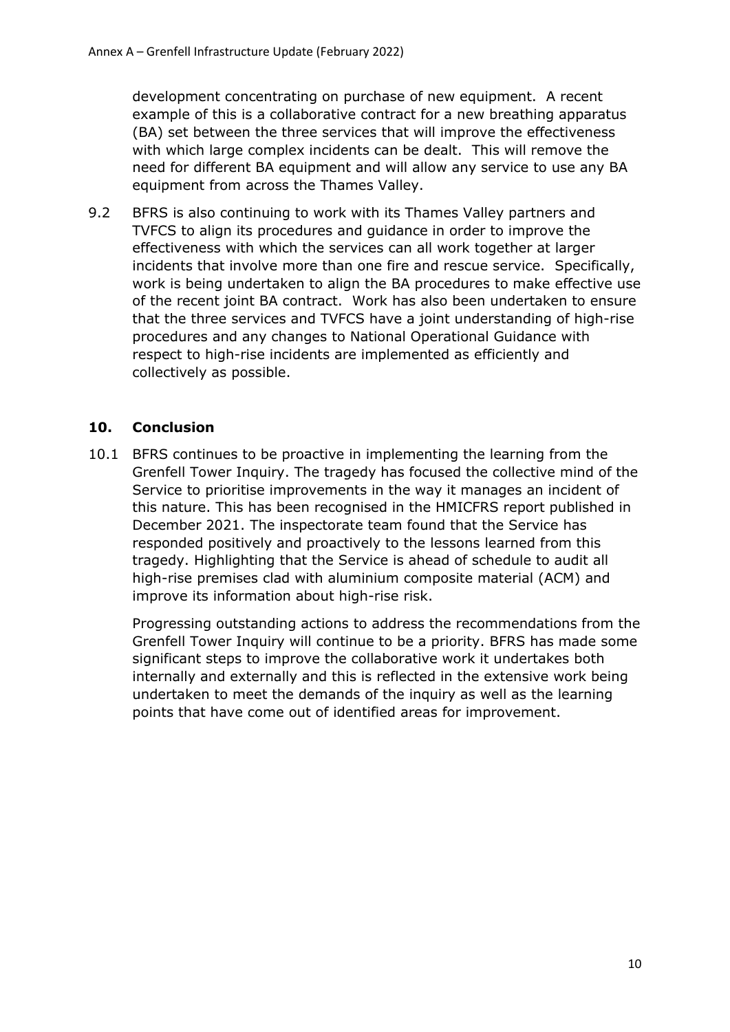development concentrating on purchase of new equipment. A recent example of this is a collaborative contract for a new breathing apparatus (BA) set between the three services that will improve the effectiveness with which large complex incidents can be dealt. This will remove the need for different BA equipment and will allow any service to use any BA equipment from across the Thames Valley.

9.2 BFRS is also continuing to work with its Thames Valley partners and TVFCS to align its procedures and guidance in order to improve the effectiveness with which the services can all work together at larger incidents that involve more than one fire and rescue service. Specifically, work is being undertaken to align the BA procedures to make effective use of the recent joint BA contract. Work has also been undertaken to ensure that the three services and TVFCS have a joint understanding of high-rise procedures and any changes to National Operational Guidance with respect to high-rise incidents are implemented as efficiently and collectively as possible.

## 10. Conclusion

10.1 BFRS continues to be proactive in implementing the learning from the Grenfell Tower Inquiry. The tragedy has focused the collective mind of the Service to prioritise improvements in the way it manages an incident of this nature. This has been recognised in the HMICFRS report published in December 2021. The inspectorate team found that the Service has responded positively and proactively to the lessons learned from this tragedy. Highlighting that the Service is ahead of schedule to audit all high-rise premises clad with aluminium composite material (ACM) and improve its information about high-rise risk.

Progressing outstanding actions to address the recommendations from the Grenfell Tower Inquiry will continue to be a priority. BFRS has made some significant steps to improve the collaborative work it undertakes both internally and externally and this is reflected in the extensive work being undertaken to meet the demands of the inquiry as well as the learning points that have come out of identified areas for improvement.